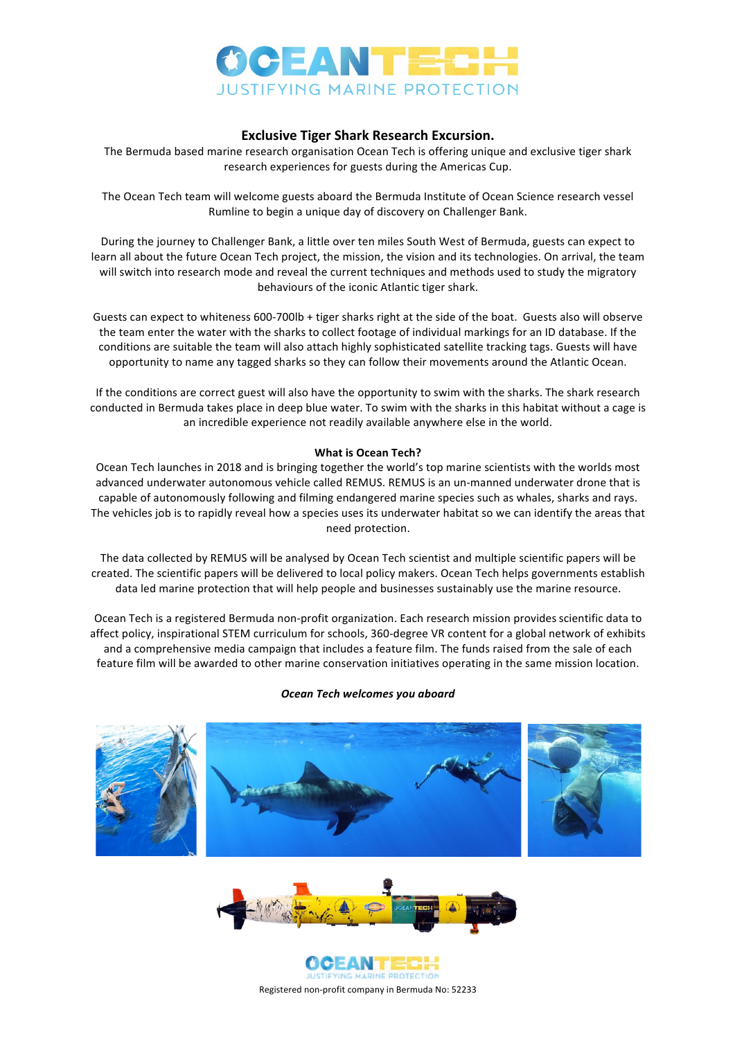# OCEANTECH

JUSTIFYING MARINE PROTECTION

## Exclusive Tiger Shark Research Excursion.

The Bermuda based marine research organisation Ocean Tech is offering unique and exclusive tiger shark research experiences for guests during the Americas Cup.

The Ocean Tech team will welcome guests aboard the Bermuda Institute of Ocean Science research vessel Rumline to begin a unique day of discovery on Challenger Bank.

During the journey to Challenger Bank, a little over ten miles South West of Bermuda, guests can expect to learn all about the future Ocean Tech project, the mission, the vision and its technologies. On arrival, the team will switch into research mode and reveal the current techniques and methods used to study the migratory behaviours of the iconic Atlantic tiger shark.

Guests can expect to whiteness 600-700lb + tiger sharks right at the side of the boat. Guests also will observe the team enter the water with the sharks to collect footage of individual markings for an ID database. If the conditions are suitable the team will also attach highly sophisticated satellite tracking tags. Guests will have opportunity to name any tagged sharks so they can follow their movements around the Atlantic Ocean.

If the conditions are correct guest will also have the opportunity to swim with the sharks. The shark research conducted in Bermuda takes place in deep blue water. To swim with the sharks in this habitat without a cage is an incredible experience not readily available anywhere else in the world.

### What is Ocean Tech?

Ocean Tech launches in 2018 and is bringing together the world's top marine scientists with the worlds most advanced underwater autonomous vehicle called REMUS. REMUS is an un-manned underwater drone that is capable of autonomously following and filming endangered marine species such as whales, sharks and rays. The vehicles job is to rapidly reveal how a species uses its underwater habitat so we can identify the areas that need protection.

The data collected by REMUS will be analysed by Ocean Tech scientist and multiple scientific papers will be created. The scientific papers will be delivered to local policy makers. Ocean Tech helps governments establish data led marine protection that will help people and businesses sustainably use the marine resource.

Ocean Tech is a registered Bermuda non-profit organization. Each research mission provides scientific data to affect policy, inspirational STEM curriculum for schools, 360-degree VR content for a global network of exhibits and a comprehensive media campaign that includes a feature film. The funds raised from the sale of each feature film will be awarded to other marine conservation initiatives operating in the same mission location.

***Ocean Tech welcomes you aboard***

OCEANTECH

JUSTIFYING MARINE PROTECTION

Registered non-profit company in Bermuda No: 52233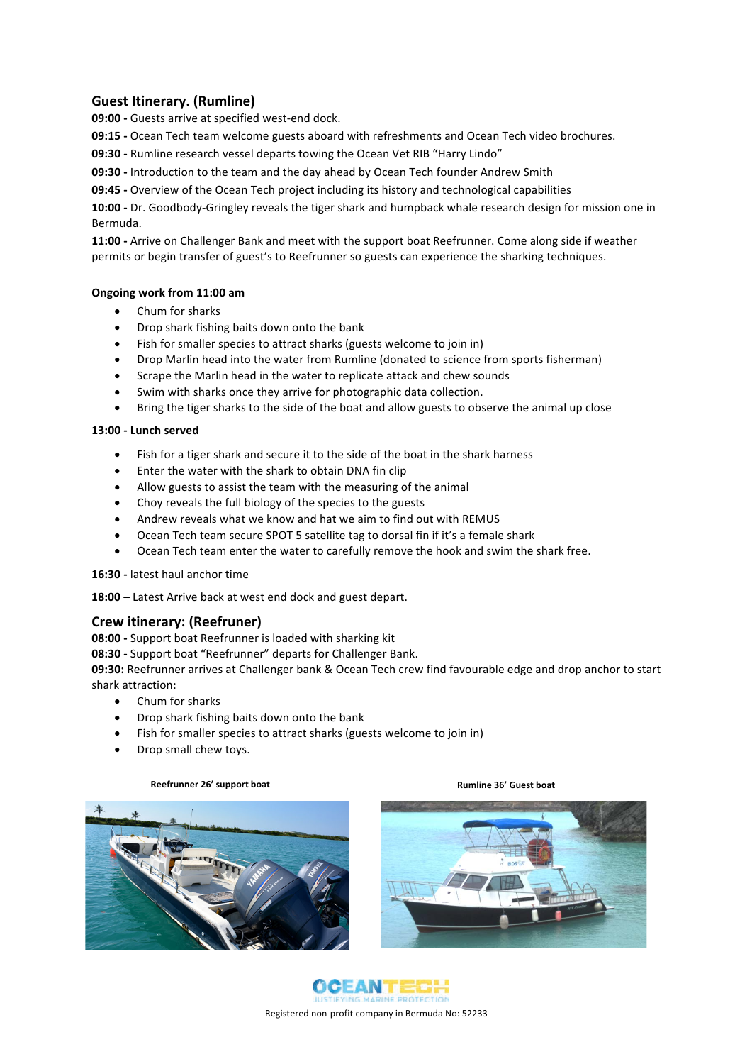## Guest Itinerary. (Rumline)

**09:00 -** Guests arrive at specified west-end dock.

**09:15 -** Ocean Tech team welcome guests aboard with refreshments and Ocean Tech video brochures.

**09:30 -** Rumline research vessel departs towing the Ocean Vet RIB "Harry Lindo"

**09:30 -** Introduction to the team and the day ahead by Ocean Tech founder Andrew Smith

**09:45 -** Overview of the Ocean Tech project including its history and technological capabilities

**10:00 -** Dr. Goodbody-Gringley reveals the tiger shark and humpback whale research design for mission one in Bermuda.

**11:00 -** Arrive on Challenger Bank and meet with the support boat Reefrunner. Come along side if weather permits or begin transfer of guest's to Reefrunner so guests can experience the sharking techniques.

**Ongoing work from 11:00 am**

- Chum for sharks
- Drop shark fishing baits down onto the bank
- Fish for smaller species to attract sharks (guests welcome to join in)
- Drop Marlin head into the water from Rumline (donated to science from sports fisherman)
- Scrape the Marlin head in the water to replicate attack and chew sounds
- Swim with sharks once they arrive for photographic data collection.
- Bring the tiger sharks to the side of the boat and allow guests to observe the animal up close

**13:00 - Lunch served**

- Fish for a tiger shark and secure it to the side of the boat in the shark harness
- Enter the water with the shark to obtain DNA fin clip
- Allow guests to assist the team with the measuring of the animal
- Choy reveals the full biology of the species to the guests
- Andrew reveals what we know and hat we aim to find out with REMUS
- Ocean Tech team secure SPOT 5 satellite tag to dorsal fin if it's a female shark
- Ocean Tech team enter the water to carefully remove the hook and swim the shark free.

**16:30 -** latest haul anchor time

**18:00 –** Latest Arrive back at west end dock and guest depart.

## Crew itinerary: (Reefruner)

**08:00 -** Support boat Reefrunner is loaded with sharking kit

**08:30 -** Support boat "Reefrunner" departs for Challenger Bank.

**09:30:** Reefrunner arrives at Challenger bank & Ocean Tech crew find favourable edge and drop anchor to start shark attraction:

- Chum for sharks
- Drop shark fishing baits down onto the bank
- Fish for smaller species to attract sharks (guests welcome to join in)
- Drop small chew toys.

**Reefrunner 26' support boat**

**Rumline 36' Guest boat**

OCEANTECH
JUSTIFYING MARINE PROTECTION
Registered non-profit company in Bermuda No: 52233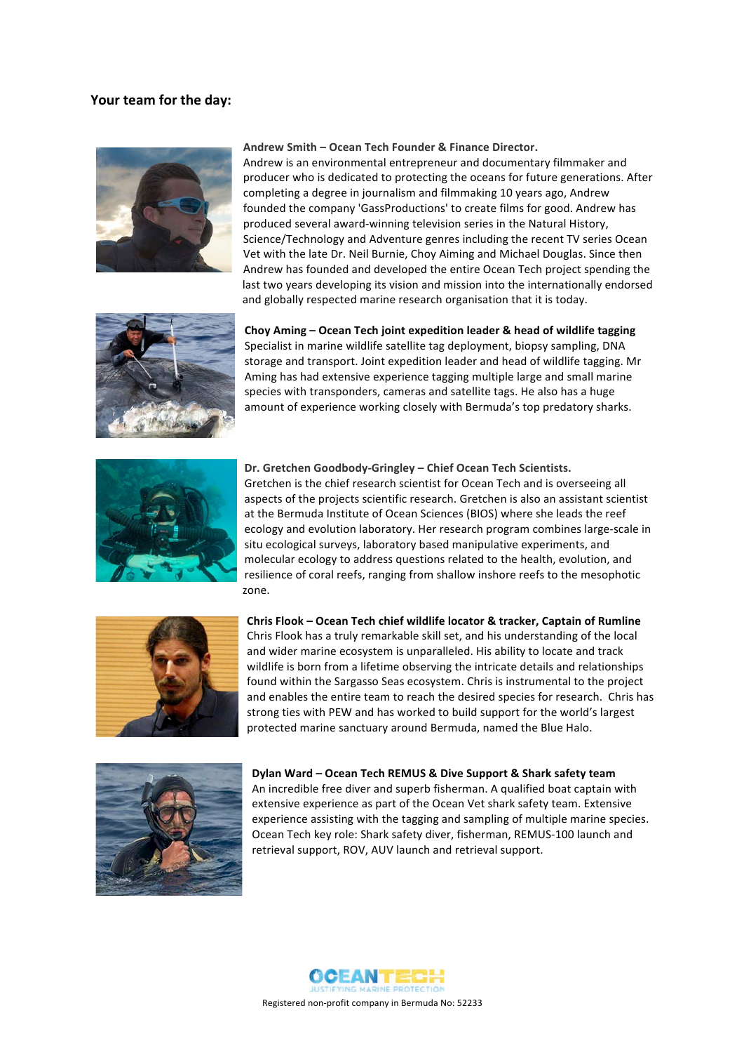**Your team for the day:**

**Andrew Smith – Ocean Tech Founder & Finance Director.**
Andrew is an environmental entrepreneur and documentary filmmaker and producer who is dedicated to protecting the oceans for future generations. After completing a degree in journalism and filmmaking 10 years ago, Andrew founded the company 'GassProductions' to create films for good. Andrew has produced several award-winning television series in the Natural History, Science/Technology and Adventure genres including the recent TV series Ocean Vet with the late Dr. Neil Burnie, Choy Aiming and Michael Douglas. Since then Andrew has founded and developed the entire Ocean Tech project spending the last two years developing its vision and mission into the internationally endorsed and globally respected marine research organisation that it is today.

**Choy Aming – Ocean Tech joint expedition leader & head of wildlife tagging**
Specialist in marine wildlife satellite tag deployment, biopsy sampling, DNA storage and transport. Joint expedition leader and head of wildlife tagging. Mr Aming has had extensive experience tagging multiple large and small marine species with transponders, cameras and satellite tags. He also has a huge amount of experience working closely with Bermuda's top predatory sharks.

**Dr. Gretchen Goodbody-Gringley – Chief Ocean Tech Scientists.**
Gretchen is the chief research scientist for Ocean Tech and is overseeing all aspects of the projects scientific research. Gretchen is also an assistant scientist at the Bermuda Institute of Ocean Sciences (BIOS) where she leads the reef ecology and evolution laboratory. Her research program combines large-scale in situ ecological surveys, laboratory based manipulative experiments, and molecular ecology to address questions related to the health, evolution, and resilience of coral reefs, ranging from shallow inshore reefs to the mesophotic zone.

**Chris Flook – Ocean Tech chief wildlife locator & tracker, Captain of Rumline**
Chris Flook has a truly remarkable skill set, and his understanding of the local and wider marine ecosystem is unparalleled. His ability to locate and track wildlife is born from a lifetime observing the intricate details and relationships found within the Sargasso Seas ecosystem. Chris is instrumental to the project and enables the entire team to reach the desired species for research. Chris has strong ties with PEW and has worked to build support for the world's largest protected marine sanctuary around Bermuda, named the Blue Halo.

**Dylan Ward – Ocean Tech REMUS & Dive Support & Shark safety team**
An incredible free diver and superb fisherman. A qualified boat captain with extensive experience as part of the Ocean Vet shark safety team. Extensive experience assisting with the tagging and sampling of multiple marine species. Ocean Tech key role: Shark safety diver, fisherman, REMUS-100 launch and retrieval support, ROV, AUV launch and retrieval support.

OCEANTECH
JUSTIFYING MARINE PROTECTION
Registered non-profit company in Bermuda No: 52233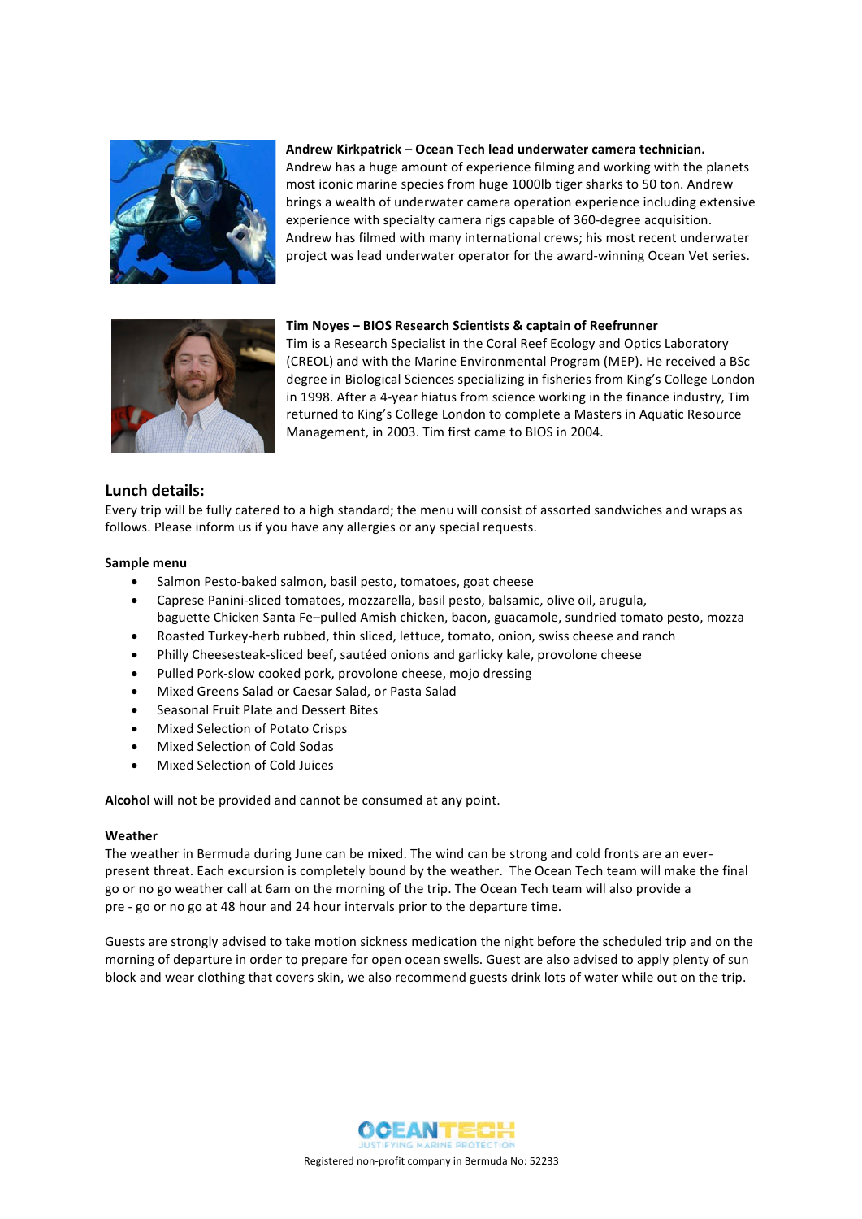**Andrew Kirkpatrick – Ocean Tech lead underwater camera technician.**
Andrew has a huge amount of experience filming and working with the planets most iconic marine species from huge 1000lb tiger sharks to 50 ton. Andrew brings a wealth of underwater camera operation experience including extensive experience with specialty camera rigs capable of 360-degree acquisition. Andrew has filmed with many international crews; his most recent underwater project was lead underwater operator for the award-winning Ocean Vet series.

**Tim Noyes – BIOS Research Scientists & captain of Reefrunner**
Tim is a Research Specialist in the Coral Reef Ecology and Optics Laboratory (CREOL) and with the Marine Environmental Program (MEP). He received a BSc degree in Biological Sciences specializing in fisheries from King's College London in 1998. After a 4-year hiatus from science working in the finance industry, Tim returned to King's College London to complete a Masters in Aquatic Resource Management, in 2003. Tim first came to BIOS in 2004.

## Lunch details:

Every trip will be fully catered to a high standard; the menu will consist of assorted sandwiches and wraps as follows. Please inform us if you have any allergies or any special requests.

**Sample menu**

- Salmon Pesto-baked salmon, basil pesto, tomatoes, goat cheese
- Caprese Panini-sliced tomatoes, mozzarella, basil pesto, balsamic, olive oil, arugula, baguette Chicken Santa Fe–pulled Amish chicken, bacon, guacamole, sundried tomato pesto, mozza
- Roasted Turkey-herb rubbed, thin sliced, lettuce, tomato, onion, swiss cheese and ranch
- Philly Cheesesteak-sliced beef, sautéed onions and garlicky kale, provolone cheese
- Pulled Pork-slow cooked pork, provolone cheese, mojo dressing
- Mixed Greens Salad or Caesar Salad, or Pasta Salad
- Seasonal Fruit Plate and Dessert Bites
- Mixed Selection of Potato Crisps
- Mixed Selection of Cold Sodas
- Mixed Selection of Cold Juices

**Alcohol** will not be provided and cannot be consumed at any point.

**Weather**
The weather in Bermuda during June can be mixed. The wind can be strong and cold fronts are an ever-present threat. Each excursion is completely bound by the weather. The Ocean Tech team will make the final go or no go weather call at 6am on the morning of the trip. The Ocean Tech team will also provide a pre - go or no go at 48 hour and 24 hour intervals prior to the departure time.

Guests are strongly advised to take motion sickness medication the night before the scheduled trip and on the morning of departure in order to prepare for open ocean swells. Guest are also advised to apply plenty of sun block and wear clothing that covers skin, we also recommend guests drink lots of water while out on the trip.

OCEANTECH
JUSTIFYING MARINE PROTECTION
Registered non-profit company in Bermuda No: 52233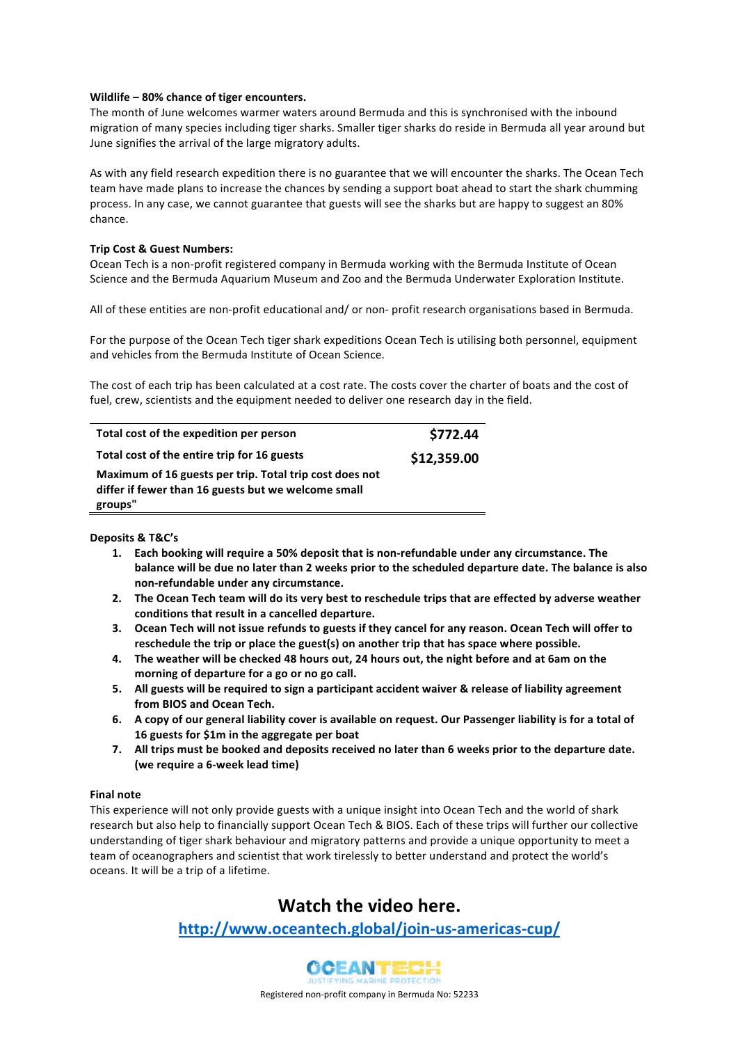**Wildlife – 80% chance of tiger encounters.**

The month of June welcomes warmer waters around Bermuda and this is synchronised with the inbound migration of many species including tiger sharks. Smaller tiger sharks do reside in Bermuda all year around but June signifies the arrival of the large migratory adults.

As with any field research expedition there is no guarantee that we will encounter the sharks. The Ocean Tech team have made plans to increase the chances by sending a support boat ahead to start the shark chumming process. In any case, we cannot guarantee that guests will see the sharks but are happy to suggest an 80% chance.

**Trip Cost & Guest Numbers:**

Ocean Tech is a non-profit registered company in Bermuda working with the Bermuda Institute of Ocean Science and the Bermuda Aquarium Museum and Zoo and the Bermuda Underwater Exploration Institute.

All of these entities are non-profit educational and/ or non- profit research organisations based in Bermuda.

For the purpose of the Ocean Tech tiger shark expeditions Ocean Tech is utilising both personnel, equipment and vehicles from the Bermuda Institute of Ocean Science.

The cost of each trip has been calculated at a cost rate. The costs cover the charter of boats and the cost of fuel, crew, scientists and the equipment needed to deliver one research day in the field.

| | |
|---|---|
| **Total cost of the expedition per person** | **$772.44** |
| **Total cost of the entire trip for 16 guests** | **$12,359.00** |
| **Maximum of 16 guests per trip. Total trip cost does not differ if fewer than 16 guests but we welcome small groups"** | |

**Deposits & T&C's**

1. **Each booking will require a 50% deposit that is non-refundable under any circumstance. The balance will be due no later than 2 weeks prior to the scheduled departure date. The balance is also non-refundable under any circumstance.**
2. **The Ocean Tech team will do its very best to reschedule trips that are effected by adverse weather conditions that result in a cancelled departure.**
3. **Ocean Tech will not issue refunds to guests if they cancel for any reason. Ocean Tech will offer to reschedule the trip or place the guest(s) on another trip that has space where possible.**
4. **The weather will be checked 48 hours out, 24 hours out, the night before and at 6am on the morning of departure for a go or no go call.**
5. **All guests will be required to sign a participant accident waiver & release of liability agreement from BIOS and Ocean Tech.**
6. **A copy of our general liability cover is available on request. Our Passenger liability is for a total of 16 guests for $1m in the aggregate per boat**
7. **All trips must be booked and deposits received no later than 6 weeks prior to the departure date. (we require a 6-week lead time)**

**Final note**

This experience will not only provide guests with a unique insight into Ocean Tech and the world of shark research but also help to financially support Ocean Tech & BIOS. Each of these trips will further our collective understanding of tiger shark behaviour and migratory patterns and provide a unique opportunity to meet a team of oceanographers and scientist that work tirelessly to better understand and protect the world's oceans. It will be a trip of a lifetime.

## Watch the video here.

**http://www.oceantech.global/join-us-americas-cup/**

OCEANTECH
JUSTIFYING MARINE PROTECTION

Registered non-profit company in Bermuda No: 52233